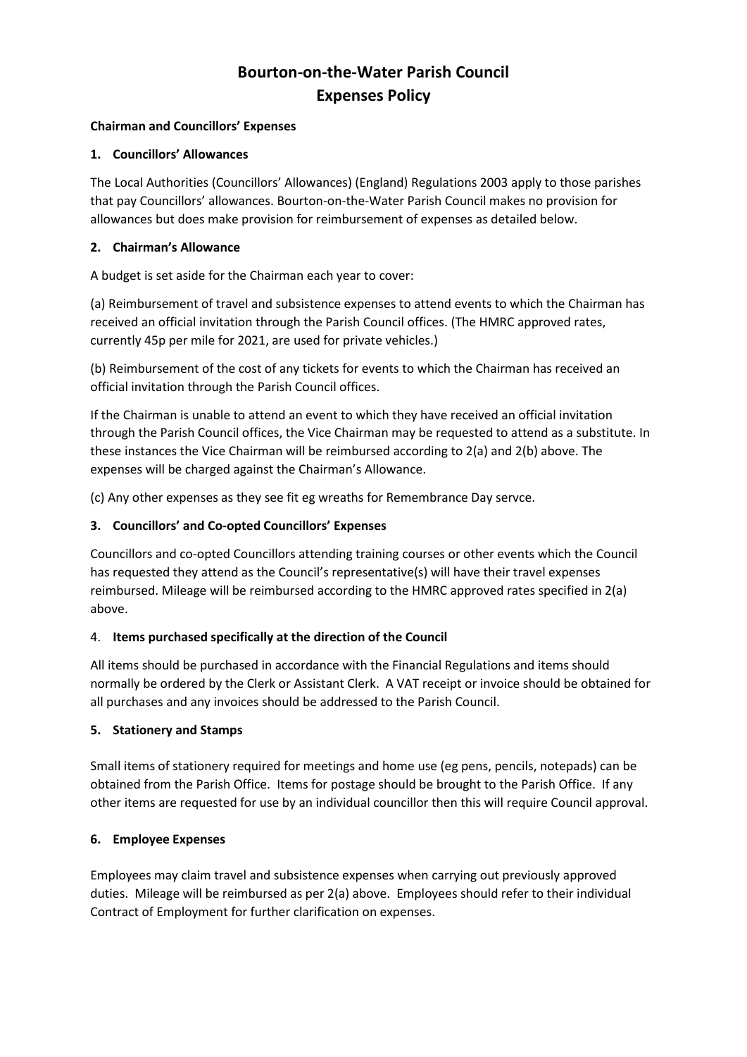# Bourton-on-the-Water Parish Council
# Expenses Policy

**Chairman and Councillors' Expenses**

## 1. Councillors' Allowances

The Local Authorities (Councillors' Allowances) (England) Regulations 2003 apply to those parishes that pay Councillors' allowances. Bourton-on-the-Water Parish Council makes no provision for allowances but does make provision for reimbursement of expenses as detailed below.

## 2. Chairman's Allowance

A budget is set aside for the Chairman each year to cover:

(a) Reimbursement of travel and subsistence expenses to attend events to which the Chairman has received an official invitation through the Parish Council offices. (The HMRC approved rates, currently 45p per mile for 2021, are used for private vehicles.)

(b) Reimbursement of the cost of any tickets for events to which the Chairman has received an official invitation through the Parish Council offices.

If the Chairman is unable to attend an event to which they have received an official invitation through the Parish Council offices, the Vice Chairman may be requested to attend as a substitute. In these instances the Vice Chairman will be reimbursed according to 2(a) and 2(b) above. The expenses will be charged against the Chairman's Allowance.

(c) Any other expenses as they see fit eg wreaths for Remembrance Day servce.

## 3. Councillors' and Co-opted Councillors' Expenses

Councillors and co-opted Councillors attending training courses or other events which the Council has requested they attend as the Council's representative(s) will have their travel expenses reimbursed. Mileage will be reimbursed according to the HMRC approved rates specified in 2(a) above.

## 4. Items purchased specifically at the direction of the Council

All items should be purchased in accordance with the Financial Regulations and items should normally be ordered by the Clerk or Assistant Clerk. A VAT receipt or invoice should be obtained for all purchases and any invoices should be addressed to the Parish Council.

## 5. Stationery and Stamps

Small items of stationery required for meetings and home use (eg pens, pencils, notepads) can be obtained from the Parish Office. Items for postage should be brought to the Parish Office. If any other items are requested for use by an individual councillor then this will require Council approval.

## 6. Employee Expenses

Employees may claim travel and subsistence expenses when carrying out previously approved duties. Mileage will be reimbursed as per 2(a) above. Employees should refer to their individual Contract of Employment for further clarification on expenses.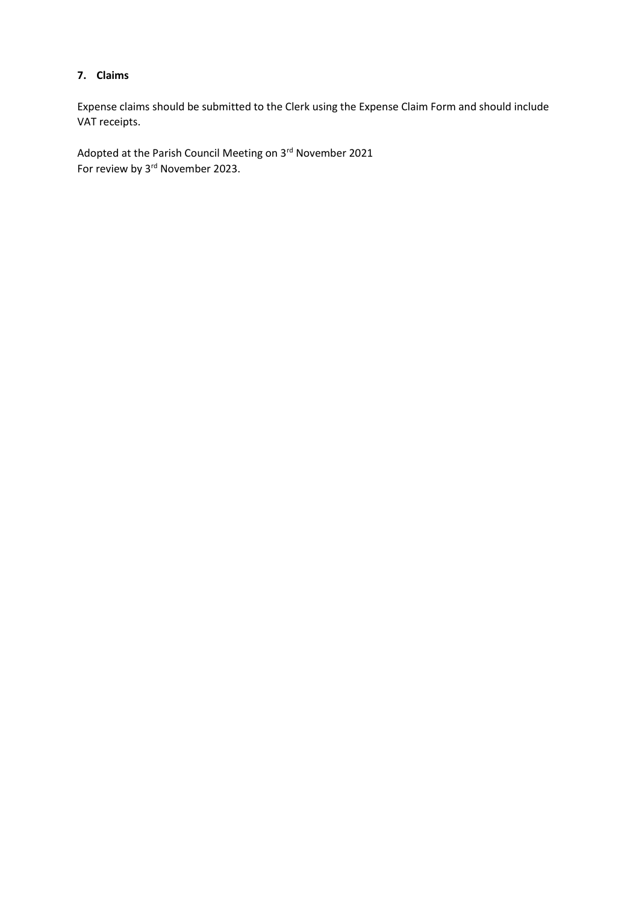## 7. Claims

Expense claims should be submitted to the Clerk using the Expense Claim Form and should include VAT receipts.

Adopted at the Parish Council Meeting on 3rd November 2021
For review by 3rd November 2023.